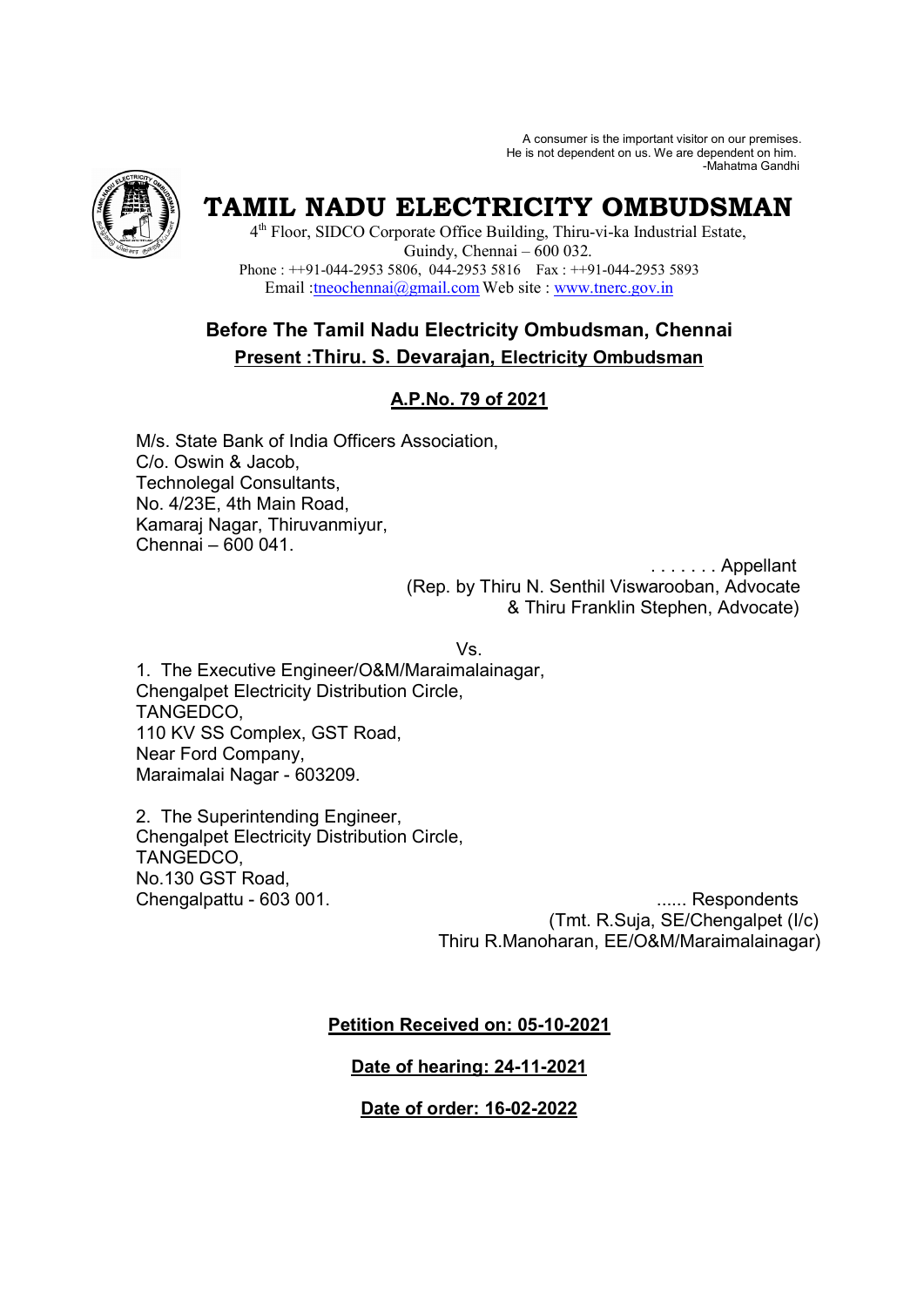A consumer is the important visitor on our premises.
He is not dependent on us. We are dependent on him.
-Mahatma Gandhi

# TAMIL NADU ELECTRICITY OMBUDSMAN

4th Floor, SIDCO Corporate Office Building, Thiru-vi-ka Industrial Estate,
Guindy, Chennai – 600 032.
Phone : ++91-044-2953 5806, 044-2953 5816 Fax : ++91-044-2953 5893
Email :tneochennai@gmail.com Web site : www.tnerc.gov.in

## Before The Tamil Nadu Electricity Ombudsman, Chennai

**Present :Thiru. S. Devarajan, Electricity Ombudsman**

**A.P.No. 79 of 2021**

M/s. State Bank of India Officers Association,
C/o. Oswin & Jacob,
Technolegal Consultants,
No. 4/23E, 4th Main Road,
Kamaraj Nagar, Thiruvanmiyur,
Chennai – 600 041.

. . . . . . . Appellant
(Rep. by Thiru N. Senthil Viswarooban, Advocate
& Thiru Franklin Stephen, Advocate)

Vs.

1. The Executive Engineer/O&M/Maraimalainagar,
Chengalpet Electricity Distribution Circle,
TANGEDCO,
110 KV SS Complex, GST Road,
Near Ford Company,
Maraimalai Nagar - 603209.

2. The Superintending Engineer,
Chengalpet Electricity Distribution Circle,
TANGEDCO,
No.130 GST Road,
Chengalpattu - 603 001.

...... Respondents
(Tmt. R.Suja, SE/Chengalpet (I/c)
Thiru R.Manoharan, EE/O&M/Maraimalainagar)

**Petition Received on: 05-10-2021**

**Date of hearing: 24-11-2021**

**Date of order: 16-02-2022**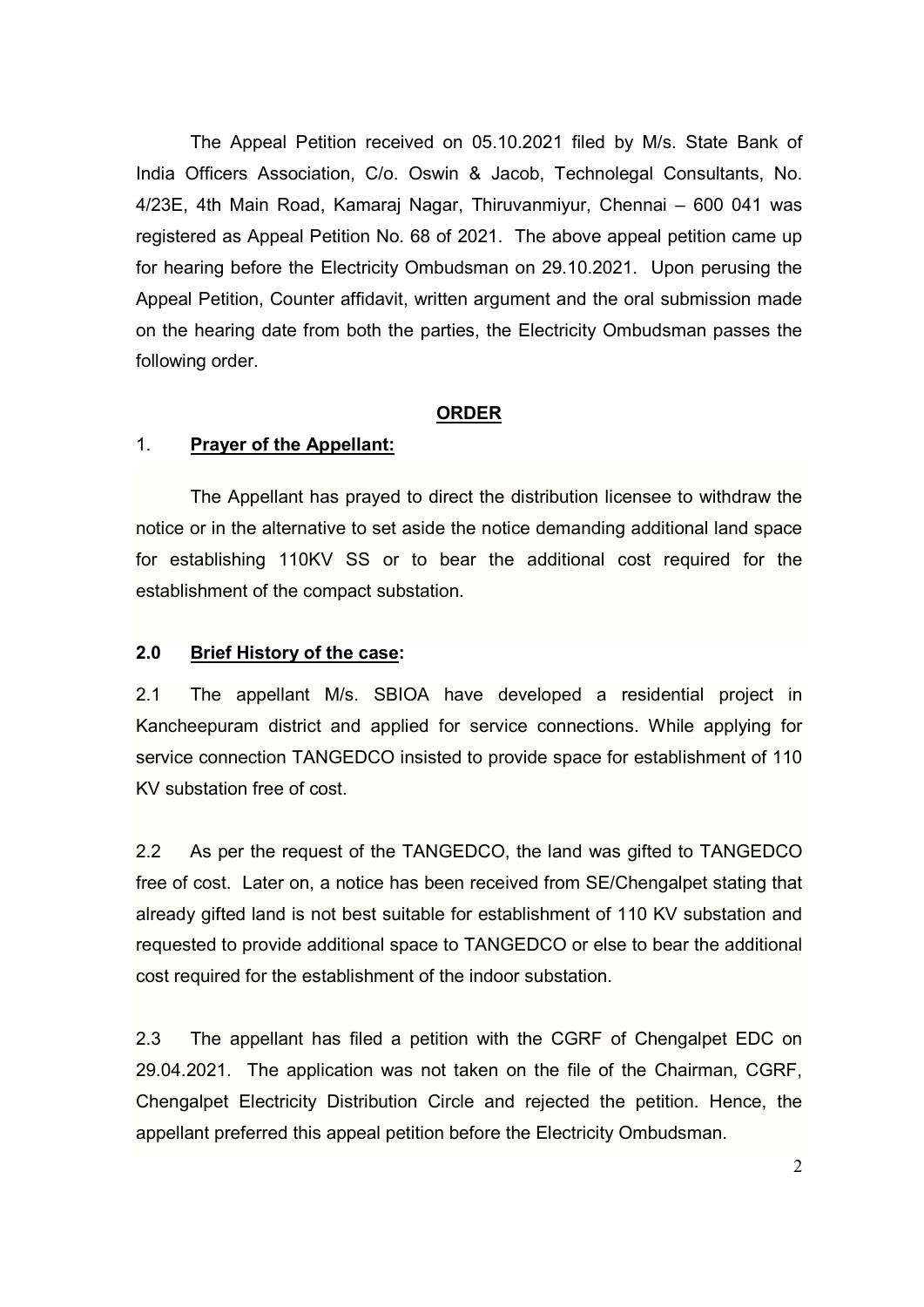The Appeal Petition received on 05.10.2021 filed by M/s. State Bank of India Officers Association, C/o. Oswin & Jacob, Technolegal Consultants, No. 4/23E, 4th Main Road, Kamaraj Nagar, Thiruvanmiyur, Chennai – 600 041 was registered as Appeal Petition No. 68 of 2021. The above appeal petition came up for hearing before the Electricity Ombudsman on 29.10.2021. Upon perusing the Appeal Petition, Counter affidavit, written argument and the oral submission made on the hearing date from both the parties, the Electricity Ombudsman passes the following order.

**ORDER**

1. **Prayer of the Appellant:**

The Appellant has prayed to direct the distribution licensee to withdraw the notice or in the alternative to set aside the notice demanding additional land space for establishing 110KV SS or to bear the additional cost required for the establishment of the compact substation.

**2.0 Brief History of the case:**

2.1 The appellant M/s. SBIOA have developed a residential project in Kancheepuram district and applied for service connections. While applying for service connection TANGEDCO insisted to provide space for establishment of 110 KV substation free of cost.

2.2 As per the request of the TANGEDCO, the land was gifted to TANGEDCO free of cost. Later on, a notice has been received from SE/Chengalpet stating that already gifted land is not best suitable for establishment of 110 KV substation and requested to provide additional space to TANGEDCO or else to bear the additional cost required for the establishment of the indoor substation.

2.3 The appellant has filed a petition with the CGRF of Chengalpet EDC on 29.04.2021. The application was not taken on the file of the Chairman, CGRF, Chengalpet Electricity Distribution Circle and rejected the petition. Hence, the appellant preferred this appeal petition before the Electricity Ombudsman.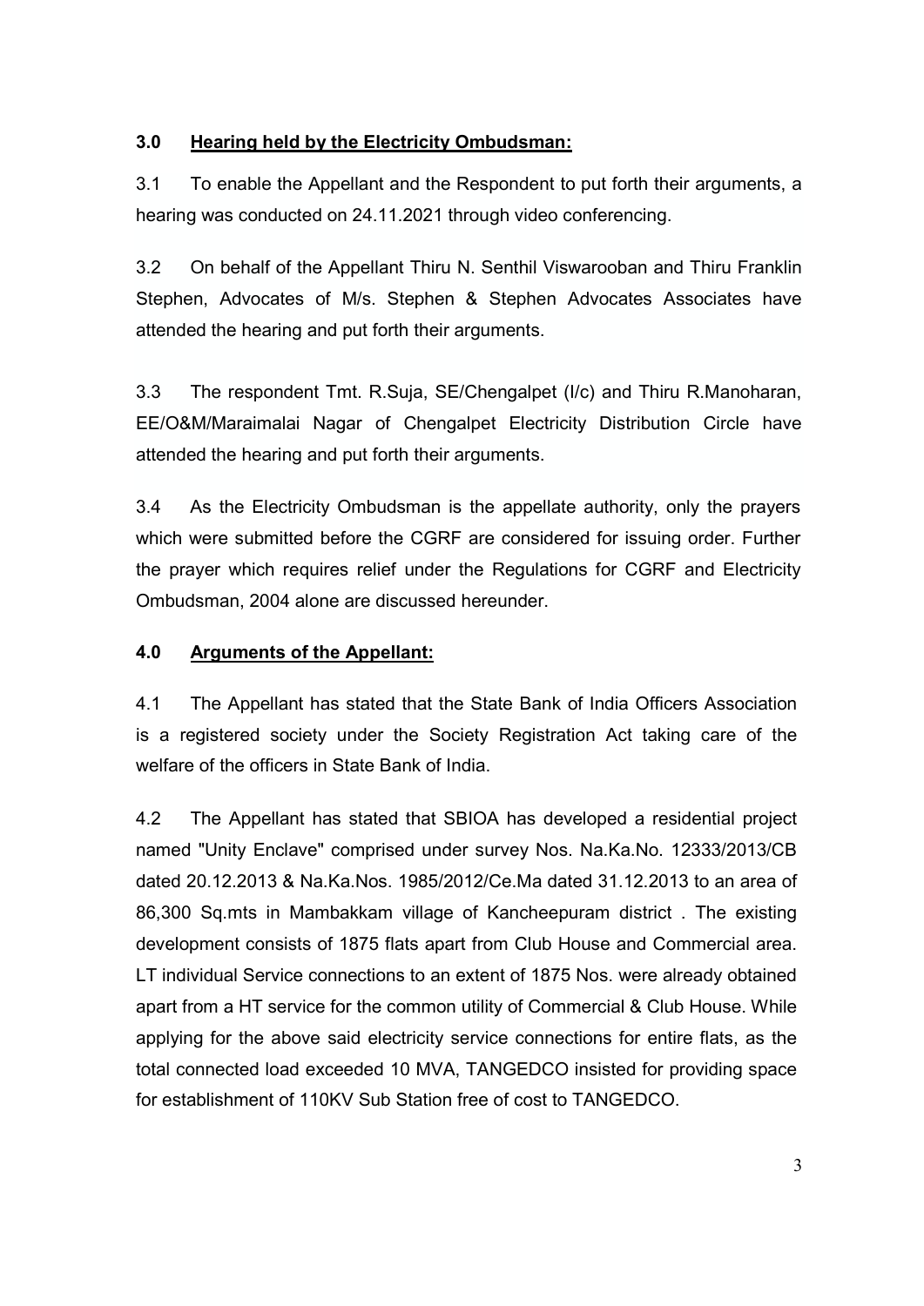## 3.0 Hearing held by the Electricity Ombudsman:

3.1 To enable the Appellant and the Respondent to put forth their arguments, a hearing was conducted on 24.11.2021 through video conferencing.

3.2 On behalf of the Appellant Thiru N. Senthil Viswarooban and Thiru Franklin Stephen, Advocates of M/s. Stephen & Stephen Advocates Associates have attended the hearing and put forth their arguments.

3.3 The respondent Tmt. R.Suja, SE/Chengalpet (I/c) and Thiru R.Manoharan, EE/O&M/Maraimalai Nagar of Chengalpet Electricity Distribution Circle have attended the hearing and put forth their arguments.

3.4 As the Electricity Ombudsman is the appellate authority, only the prayers which were submitted before the CGRF are considered for issuing order. Further the prayer which requires relief under the Regulations for CGRF and Electricity Ombudsman, 2004 alone are discussed hereunder.

## 4.0 Arguments of the Appellant:

4.1 The Appellant has stated that the State Bank of India Officers Association is a registered society under the Society Registration Act taking care of the welfare of the officers in State Bank of India.

4.2 The Appellant has stated that SBIOA has developed a residential project named "Unity Enclave" comprised under survey Nos. Na.Ka.No. 12333/2013/CB dated 20.12.2013 & Na.Ka.Nos. 1985/2012/Ce.Ma dated 31.12.2013 to an area of 86,300 Sq.mts in Mambakkam village of Kancheepuram district . The existing development consists of 1875 flats apart from Club House and Commercial area. LT individual Service connections to an extent of 1875 Nos. were already obtained apart from a HT service for the common utility of Commercial & Club House. While applying for the above said electricity service connections for entire flats, as the total connected load exceeded 10 MVA, TANGEDCO insisted for providing space for establishment of 110KV Sub Station free of cost to TANGEDCO.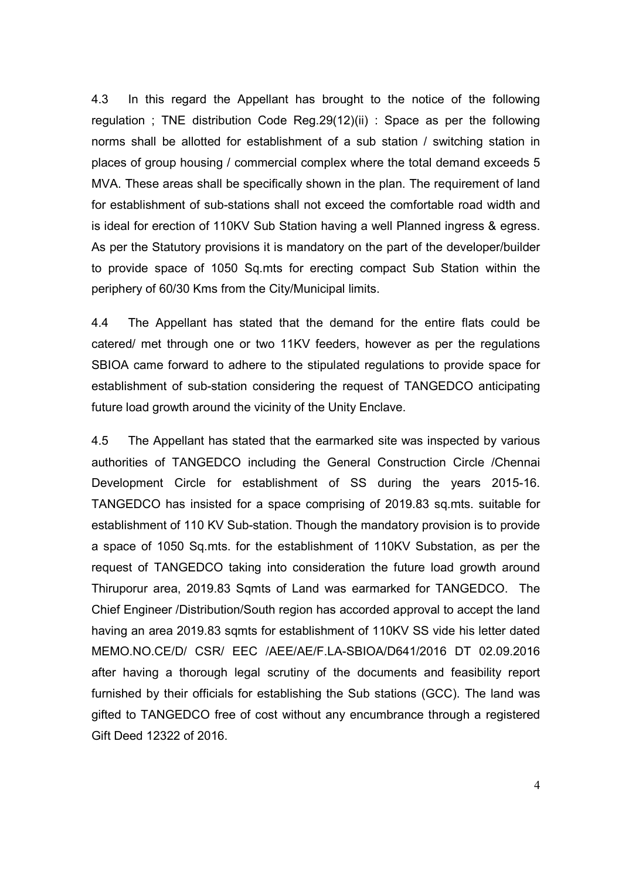4.3 In this regard the Appellant has brought to the notice of the following regulation ; TNE distribution Code Reg.29(12)(ii) : Space as per the following norms shall be allotted for establishment of a sub station / switching station in places of group housing / commercial complex where the total demand exceeds 5 MVA. These areas shall be specifically shown in the plan. The requirement of land for establishment of sub-stations shall not exceed the comfortable road width and is ideal for erection of 110KV Sub Station having a well Planned ingress & egress. As per the Statutory provisions it is mandatory on the part of the developer/builder to provide space of 1050 Sq.mts for erecting compact Sub Station within the periphery of 60/30 Kms from the City/Municipal limits.

4.4 The Appellant has stated that the demand for the entire flats could be catered/ met through one or two 11KV feeders, however as per the regulations SBIOA came forward to adhere to the stipulated regulations to provide space for establishment of sub-station considering the request of TANGEDCO anticipating future load growth around the vicinity of the Unity Enclave.

4.5 The Appellant has stated that the earmarked site was inspected by various authorities of TANGEDCO including the General Construction Circle /Chennai Development Circle for establishment of SS during the years 2015-16. TANGEDCO has insisted for a space comprising of 2019.83 sq.mts. suitable for establishment of 110 KV Sub-station. Though the mandatory provision is to provide a space of 1050 Sq.mts. for the establishment of 110KV Substation, as per the request of TANGEDCO taking into consideration the future load growth around Thiruporur area, 2019.83 Sqmts of Land was earmarked for TANGEDCO. The Chief Engineer /Distribution/South region has accorded approval to accept the land having an area 2019.83 sqmts for establishment of 110KV SS vide his letter dated MEMO.NO.CE/D/ CSR/ EEC /AEE/AE/F.LA-SBIOA/D641/2016 DT 02.09.2016 after having a thorough legal scrutiny of the documents and feasibility report furnished by their officials for establishing the Sub stations (GCC). The land was gifted to TANGEDCO free of cost without any encumbrance through a registered Gift Deed 12322 of 2016.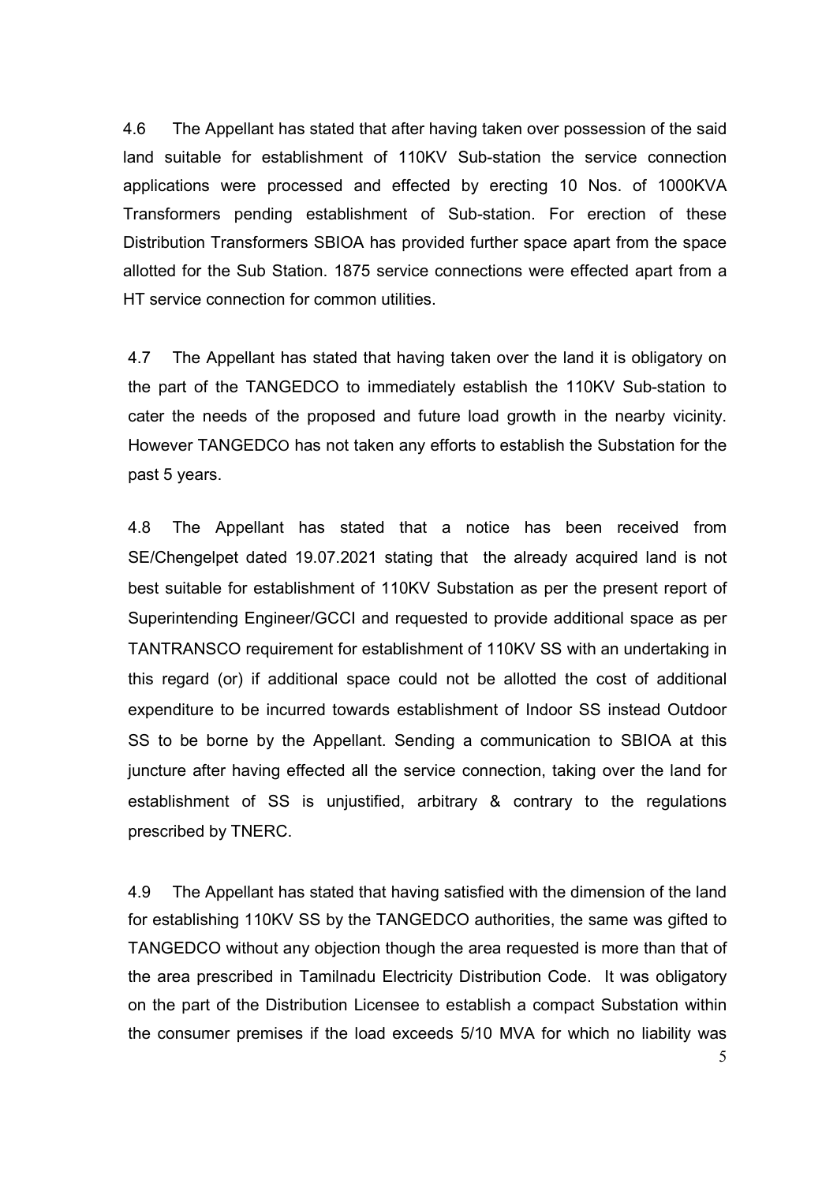4.6 The Appellant has stated that after having taken over possession of the said land suitable for establishment of 110KV Sub-station the service connection applications were processed and effected by erecting 10 Nos. of 1000KVA Transformers pending establishment of Sub-station. For erection of these Distribution Transformers SBIOA has provided further space apart from the space allotted for the Sub Station. 1875 service connections were effected apart from a HT service connection for common utilities.

4.7 The Appellant has stated that having taken over the land it is obligatory on the part of the TANGEDCO to immediately establish the 110KV Sub-station to cater the needs of the proposed and future load growth in the nearby vicinity. However TANGEDCO has not taken any efforts to establish the Substation for the past 5 years.

4.8 The Appellant has stated that a notice has been received from SE/Chengelpet dated 19.07.2021 stating that the already acquired land is not best suitable for establishment of 110KV Substation as per the present report of Superintending Engineer/GCCI and requested to provide additional space as per TANTRANSCO requirement for establishment of 110KV SS with an undertaking in this regard (or) if additional space could not be allotted the cost of additional expenditure to be incurred towards establishment of Indoor SS instead Outdoor SS to be borne by the Appellant. Sending a communication to SBIOA at this juncture after having effected all the service connection, taking over the land for establishment of SS is unjustified, arbitrary & contrary to the regulations prescribed by TNERC.

4.9 The Appellant has stated that having satisfied with the dimension of the land for establishing 110KV SS by the TANGEDCO authorities, the same was gifted to TANGEDCO without any objection though the area requested is more than that of the area prescribed in Tamilnadu Electricity Distribution Code. It was obligatory on the part of the Distribution Licensee to establish a compact Substation within the consumer premises if the load exceeds 5/10 MVA for which no liability was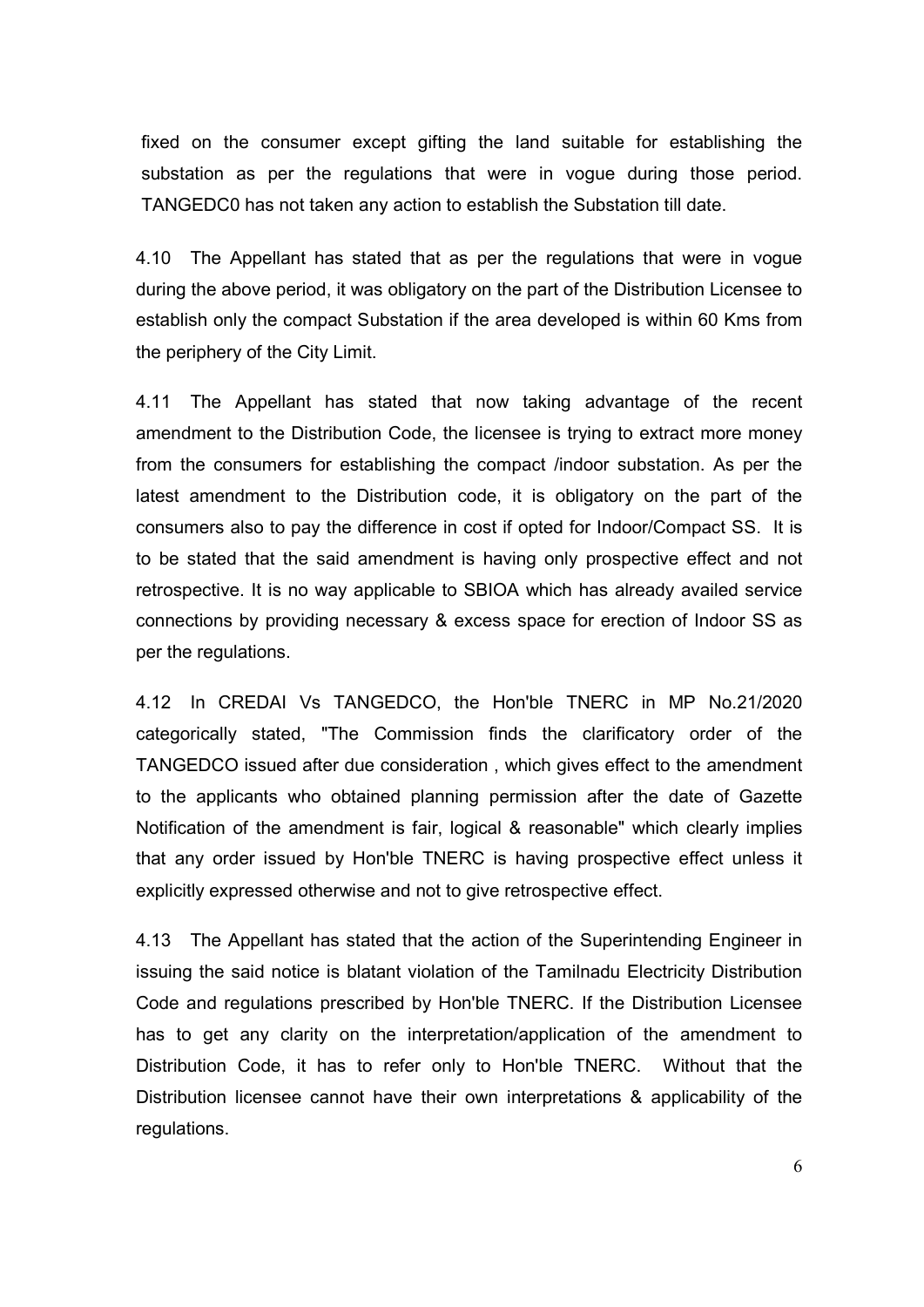fixed on the consumer except gifting the land suitable for establishing the substation as per the regulations that were in vogue during those period. TANGEDC0 has not taken any action to establish the Substation till date.

4.10 The Appellant has stated that as per the regulations that were in vogue during the above period, it was obligatory on the part of the Distribution Licensee to establish only the compact Substation if the area developed is within 60 Kms from the periphery of the City Limit.

4.11 The Appellant has stated that now taking advantage of the recent amendment to the Distribution Code, the licensee is trying to extract more money from the consumers for establishing the compact /indoor substation. As per the latest amendment to the Distribution code, it is obligatory on the part of the consumers also to pay the difference in cost if opted for Indoor/Compact SS. It is to be stated that the said amendment is having only prospective effect and not retrospective. It is no way applicable to SBIOA which has already availed service connections by providing necessary & excess space for erection of Indoor SS as per the regulations.

4.12 In CREDAI Vs TANGEDCO, the Hon'ble TNERC in MP No.21/2020 categorically stated, "The Commission finds the clarificatory order of the TANGEDCO issued after due consideration , which gives effect to the amendment to the applicants who obtained planning permission after the date of Gazette Notification of the amendment is fair, logical & reasonable" which clearly implies that any order issued by Hon'ble TNERC is having prospective effect unless it explicitly expressed otherwise and not to give retrospective effect.

4.13 The Appellant has stated that the action of the Superintending Engineer in issuing the said notice is blatant violation of the Tamilnadu Electricity Distribution Code and regulations prescribed by Hon'ble TNERC. If the Distribution Licensee has to get any clarity on the interpretation/application of the amendment to Distribution Code, it has to refer only to Hon'ble TNERC. Without that the Distribution licensee cannot have their own interpretations & applicability of the regulations.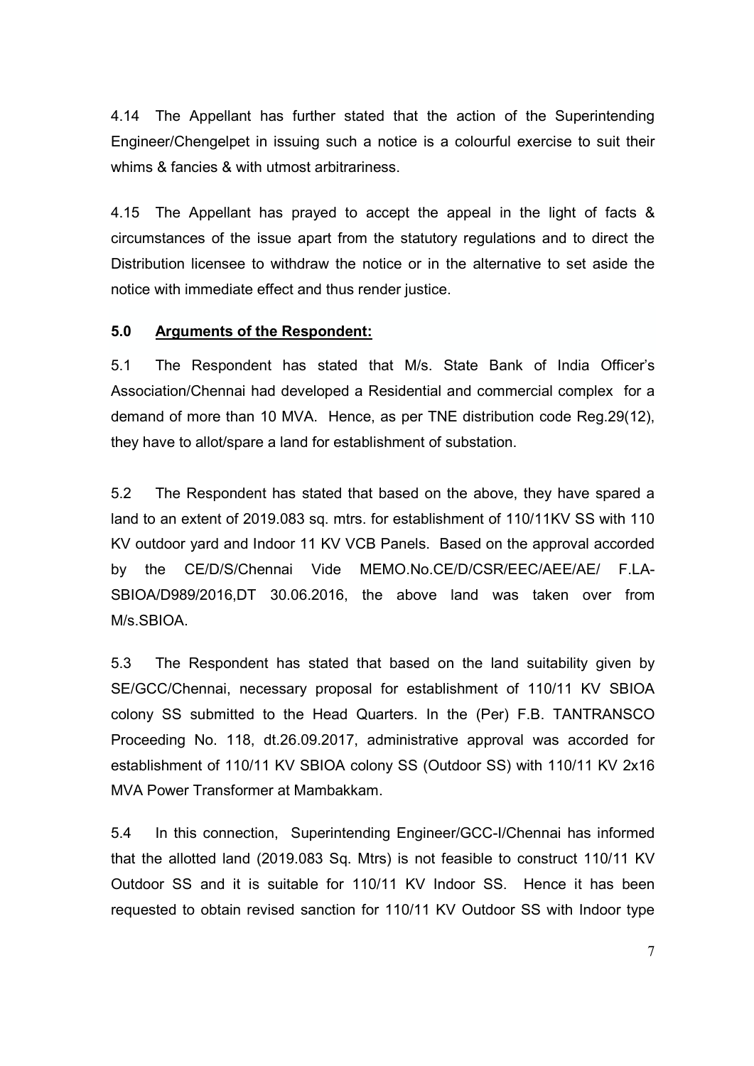4.14 The Appellant has further stated that the action of the Superintending Engineer/Chengelpet in issuing such a notice is a colourful exercise to suit their whims & fancies & with utmost arbitrariness.

4.15 The Appellant has prayed to accept the appeal in the light of facts & circumstances of the issue apart from the statutory regulations and to direct the Distribution licensee to withdraw the notice or in the alternative to set aside the notice with immediate effect and thus render justice.

## 5.0 Arguments of the Respondent:

5.1 The Respondent has stated that M/s. State Bank of India Officer's Association/Chennai had developed a Residential and commercial complex for a demand of more than 10 MVA. Hence, as per TNE distribution code Reg.29(12), they have to allot/spare a land for establishment of substation.

5.2 The Respondent has stated that based on the above, they have spared a land to an extent of 2019.083 sq. mtrs. for establishment of 110/11KV SS with 110 KV outdoor yard and Indoor 11 KV VCB Panels. Based on the approval accorded by the CE/D/S/Chennai Vide MEMO.No.CE/D/CSR/EEC/AEE/AE/ F.LA-SBIOA/D989/2016,DT 30.06.2016, the above land was taken over from M/s.SBIOA.

5.3 The Respondent has stated that based on the land suitability given by SE/GCC/Chennai, necessary proposal for establishment of 110/11 KV SBIOA colony SS submitted to the Head Quarters. In the (Per) F.B. TANTRANSCO Proceeding No. 118, dt.26.09.2017, administrative approval was accorded for establishment of 110/11 KV SBIOA colony SS (Outdoor SS) with 110/11 KV 2x16 MVA Power Transformer at Mambakkam.

5.4 In this connection, Superintending Engineer/GCC-I/Chennai has informed that the allotted land (2019.083 Sq. Mtrs) is not feasible to construct 110/11 KV Outdoor SS and it is suitable for 110/11 KV Indoor SS. Hence it has been requested to obtain revised sanction for 110/11 KV Outdoor SS with Indoor type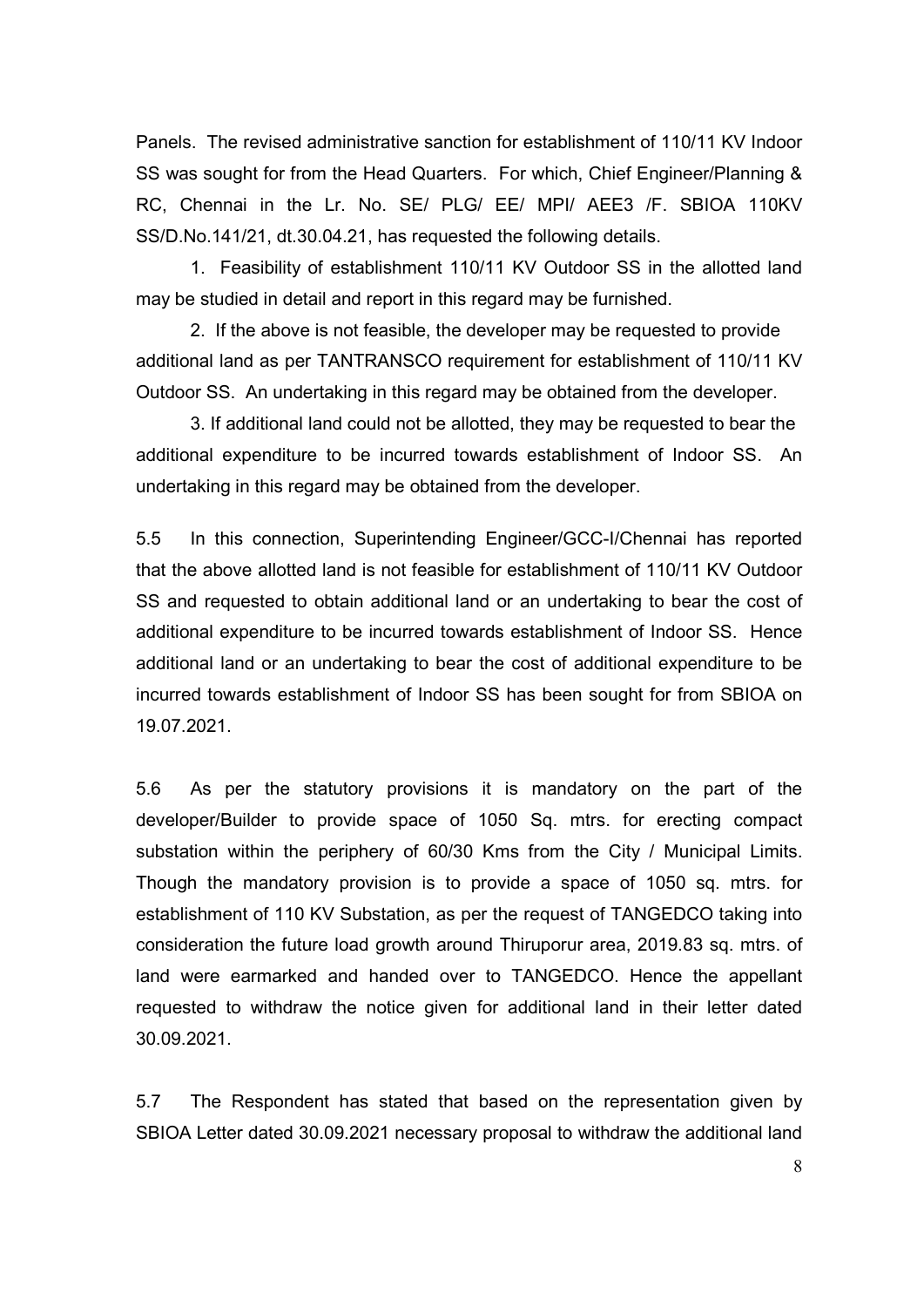Panels. The revised administrative sanction for establishment of 110/11 KV Indoor SS was sought for from the Head Quarters. For which, Chief Engineer/Planning & RC, Chennai in the Lr. No. SE/ PLG/ EE/ MPI/ AEE3 /F. SBIOA 110KV SS/D.No.141/21, dt.30.04.21, has requested the following details.

1. Feasibility of establishment 110/11 KV Outdoor SS in the allotted land may be studied in detail and report in this regard may be furnished.

2. If the above is not feasible, the developer may be requested to provide additional land as per TANTRANSCO requirement for establishment of 110/11 KV Outdoor SS. An undertaking in this regard may be obtained from the developer.

3. If additional land could not be allotted, they may be requested to bear the additional expenditure to be incurred towards establishment of Indoor SS. An undertaking in this regard may be obtained from the developer.

5.5 In this connection, Superintending Engineer/GCC-I/Chennai has reported that the above allotted land is not feasible for establishment of 110/11 KV Outdoor SS and requested to obtain additional land or an undertaking to bear the cost of additional expenditure to be incurred towards establishment of Indoor SS. Hence additional land or an undertaking to bear the cost of additional expenditure to be incurred towards establishment of Indoor SS has been sought for from SBIOA on 19.07.2021.

5.6 As per the statutory provisions it is mandatory on the part of the developer/Builder to provide space of 1050 Sq. mtrs. for erecting compact substation within the periphery of 60/30 Kms from the City / Municipal Limits. Though the mandatory provision is to provide a space of 1050 sq. mtrs. for establishment of 110 KV Substation, as per the request of TANGEDCO taking into consideration the future load growth around Thiruporur area, 2019.83 sq. mtrs. of land were earmarked and handed over to TANGEDCO. Hence the appellant requested to withdraw the notice given for additional land in their letter dated 30.09.2021.

5.7 The Respondent has stated that based on the representation given by SBIOA Letter dated 30.09.2021 necessary proposal to withdraw the additional land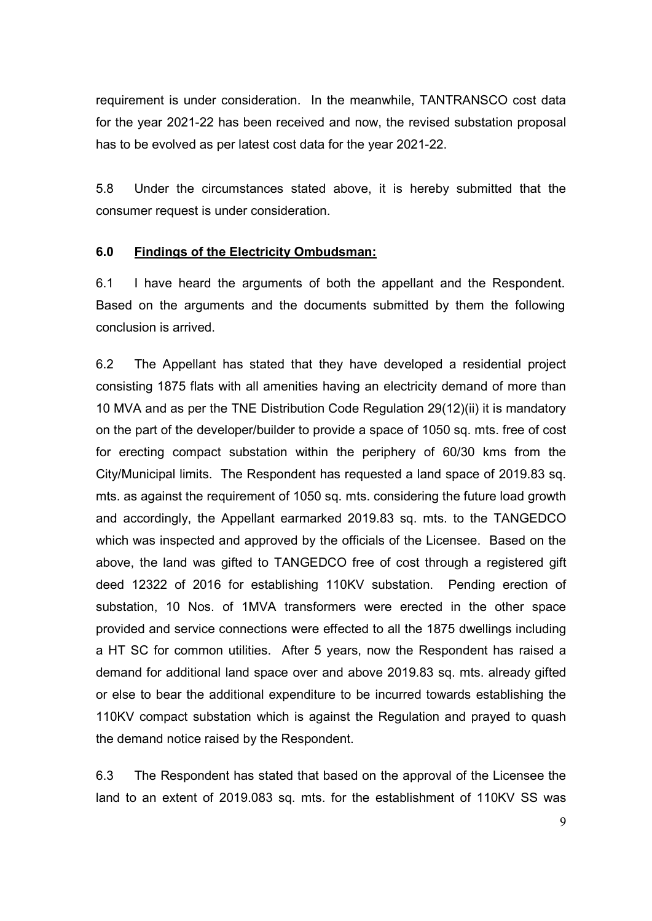requirement is under consideration. In the meanwhile, TANTRANSCO cost data for the year 2021-22 has been received and now, the revised substation proposal has to be evolved as per latest cost data for the year 2021-22.

5.8 Under the circumstances stated above, it is hereby submitted that the consumer request is under consideration.

## 6.0 <u>Findings of the Electricity Ombudsman:</u>

6.1 I have heard the arguments of both the appellant and the Respondent. Based on the arguments and the documents submitted by them the following conclusion is arrived.

6.2 The Appellant has stated that they have developed a residential project consisting 1875 flats with all amenities having an electricity demand of more than 10 MVA and as per the TNE Distribution Code Regulation 29(12)(ii) it is mandatory on the part of the developer/builder to provide a space of 1050 sq. mts. free of cost for erecting compact substation within the periphery of 60/30 kms from the City/Municipal limits. The Respondent has requested a land space of 2019.83 sq. mts. as against the requirement of 1050 sq. mts. considering the future load growth and accordingly, the Appellant earmarked 2019.83 sq. mts. to the TANGEDCO which was inspected and approved by the officials of the Licensee. Based on the above, the land was gifted to TANGEDCO free of cost through a registered gift deed 12322 of 2016 for establishing 110KV substation. Pending erection of substation, 10 Nos. of 1MVA transformers were erected in the other space provided and service connections were effected to all the 1875 dwellings including a HT SC for common utilities. After 5 years, now the Respondent has raised a demand for additional land space over and above 2019.83 sq. mts. already gifted or else to bear the additional expenditure to be incurred towards establishing the 110KV compact substation which is against the Regulation and prayed to quash the demand notice raised by the Respondent.

6.3 The Respondent has stated that based on the approval of the Licensee the land to an extent of 2019.083 sq. mts. for the establishment of 110KV SS was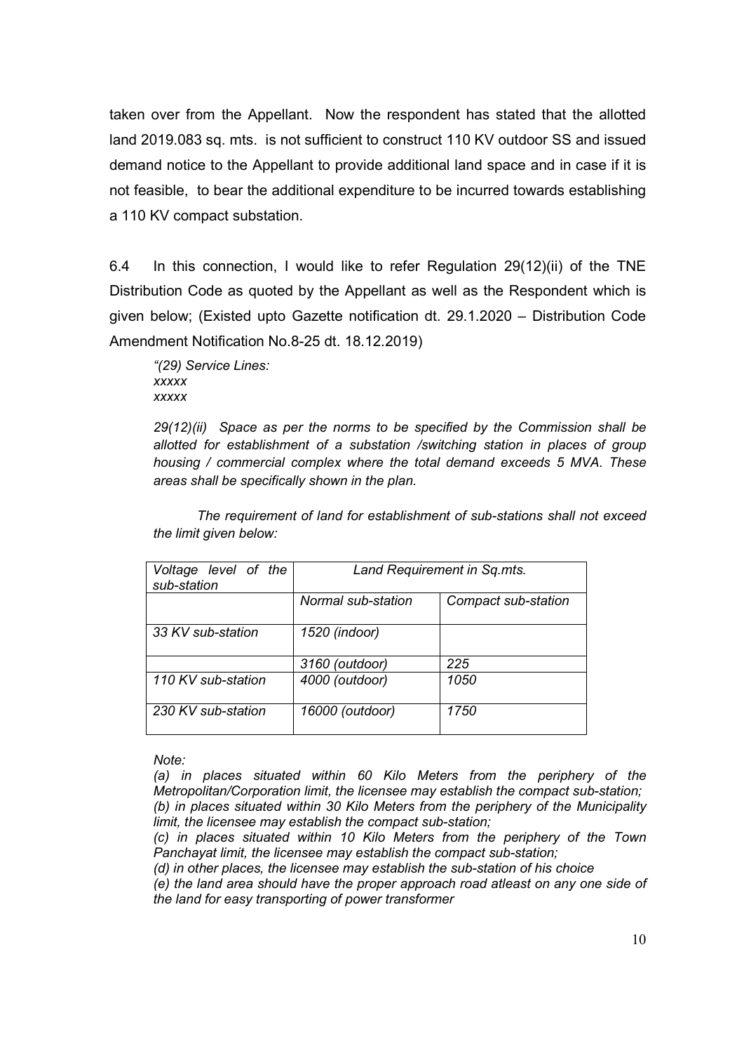taken over from the Appellant. Now the respondent has stated that the allotted land 2019.083 sq. mts. is not sufficient to construct 110 KV outdoor SS and issued demand notice to the Appellant to provide additional land space and in case if it is not feasible, to bear the additional expenditure to be incurred towards establishing a 110 KV compact substation.

6.4 In this connection, I would like to refer Regulation 29(12)(ii) of the TNE Distribution Code as quoted by the Appellant as well as the Respondent which is given below; (Existed upto Gazette notification dt. 29.1.2020 – Distribution Code Amendment Notification No.8-25 dt. 18.12.2019)

*"(29) Service Lines:*
*xxxxx*
*xxxxx*

*29(12)(ii) Space as per the norms to be specified by the Commission shall be allotted for establishment of a substation /switching station in places of group housing / commercial complex where the total demand exceeds 5 MVA. These areas shall be specifically shown in the plan.*

*The requirement of land for establishment of sub-stations shall not exceed the limit given below:*

| *Voltage level of the sub-station* | *Land Requirement in Sq.mts.* | |
|---|---|---|
| | *Normal sub-station* | *Compact sub-station* |
| *33 KV sub-station* | *1520 (indoor)* | |
| | *3160 (outdoor)* | *225* |
| *110 KV sub-station* | *4000 (outdoor)* | *1050* |
| *230 KV sub-station* | *16000 (outdoor)* | *1750* |

*Note:*
*(a) in places situated within 60 Kilo Meters from the periphery of the Metropolitan/Corporation limit, the licensee may establish the compact sub-station;*
*(b) in places situated within 30 Kilo Meters from the periphery of the Municipality limit, the licensee may establish the compact sub-station;*
*(c) in places situated within 10 Kilo Meters from the periphery of the Town Panchayat limit, the licensee may establish the compact sub-station;*
*(d) in other places, the licensee may establish the sub-station of his choice*
*(e) the land area should have the proper approach road atleast on any one side of the land for easy transporting of power transformer*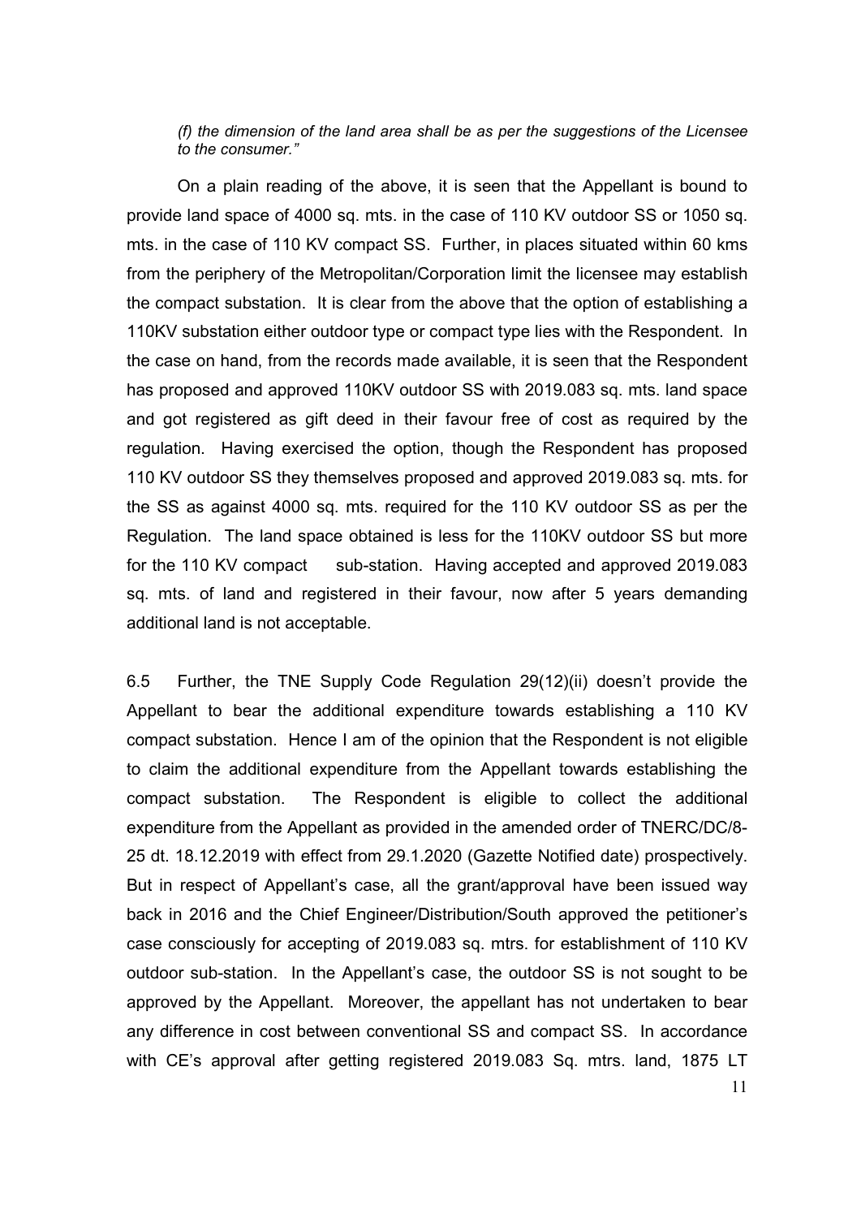*(f) the dimension of the land area shall be as per the suggestions of the Licensee to the consumer."*

On a plain reading of the above, it is seen that the Appellant is bound to provide land space of 4000 sq. mts. in the case of 110 KV outdoor SS or 1050 sq. mts. in the case of 110 KV compact SS. Further, in places situated within 60 kms from the periphery of the Metropolitan/Corporation limit the licensee may establish the compact substation. It is clear from the above that the option of establishing a 110KV substation either outdoor type or compact type lies with the Respondent. In the case on hand, from the records made available, it is seen that the Respondent has proposed and approved 110KV outdoor SS with 2019.083 sq. mts. land space and got registered as gift deed in their favour free of cost as required by the regulation. Having exercised the option, though the Respondent has proposed 110 KV outdoor SS they themselves proposed and approved 2019.083 sq. mts. for the SS as against 4000 sq. mts. required for the 110 KV outdoor SS as per the Regulation. The land space obtained is less for the 110KV outdoor SS but more for the 110 KV compact sub-station. Having accepted and approved 2019.083 sq. mts. of land and registered in their favour, now after 5 years demanding additional land is not acceptable.

6.5 Further, the TNE Supply Code Regulation 29(12)(ii) doesn't provide the Appellant to bear the additional expenditure towards establishing a 110 KV compact substation. Hence I am of the opinion that the Respondent is not eligible to claim the additional expenditure from the Appellant towards establishing the compact substation. The Respondent is eligible to collect the additional expenditure from the Appellant as provided in the amended order of TNERC/DC/8-25 dt. 18.12.2019 with effect from 29.1.2020 (Gazette Notified date) prospectively. But in respect of Appellant's case, all the grant/approval have been issued way back in 2016 and the Chief Engineer/Distribution/South approved the petitioner's case consciously for accepting of 2019.083 sq. mtrs. for establishment of 110 KV outdoor sub-station. In the Appellant's case, the outdoor SS is not sought to be approved by the Appellant. Moreover, the appellant has not undertaken to bear any difference in cost between conventional SS and compact SS. In accordance with CE's approval after getting registered 2019.083 Sq. mtrs. land, 1875 LT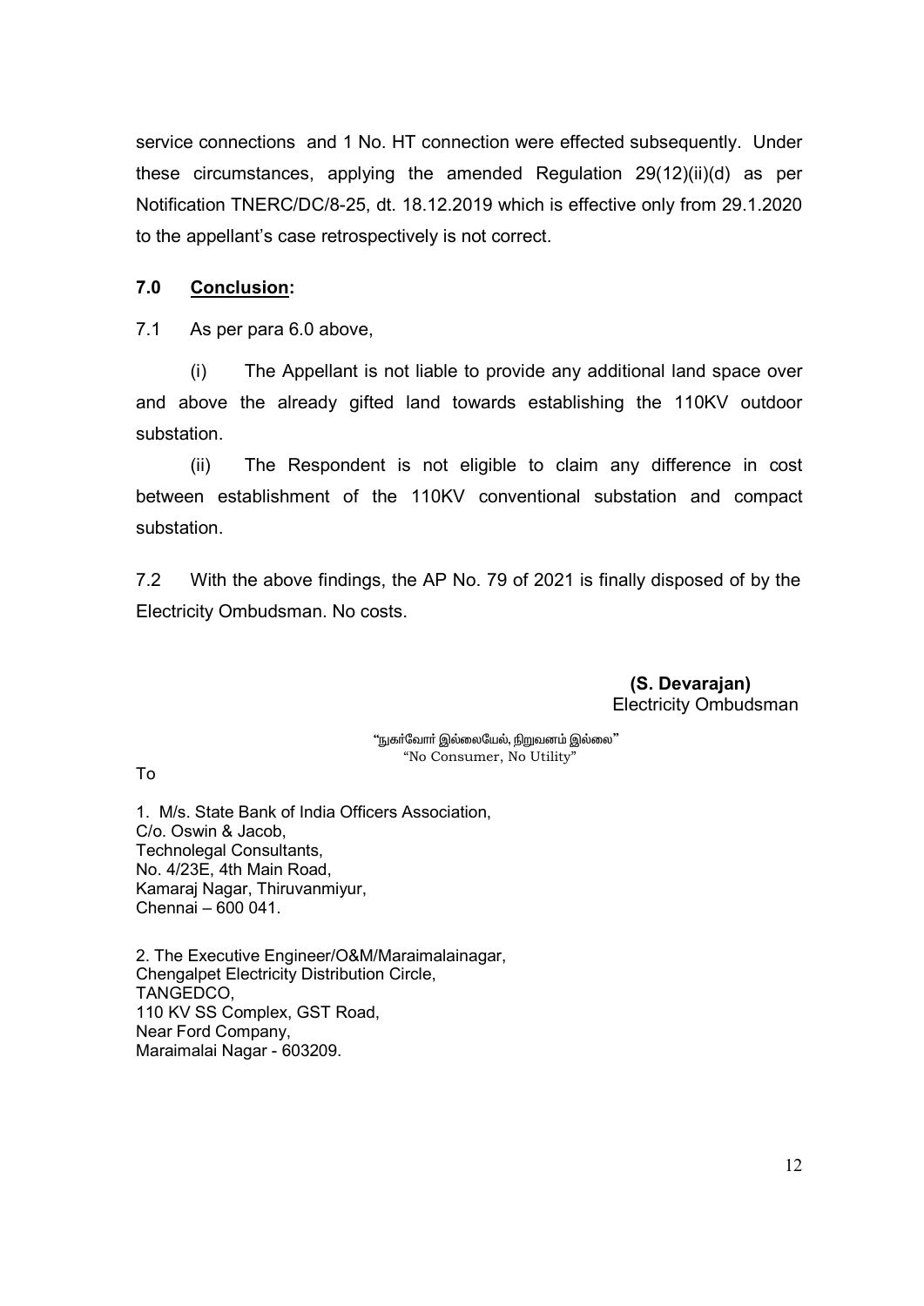service connections and 1 No. HT connection were effected subsequently. Under these circumstances, applying the amended Regulation 29(12)(ii)(d) as per Notification TNERC/DC/8-25, dt. 18.12.2019 which is effective only from 29.1.2020 to the appellant's case retrospectively is not correct.

## 7.0 **Conclusion:**

7.1 As per para 6.0 above,

(i) The Appellant is not liable to provide any additional land space over and above the already gifted land towards establishing the 110KV outdoor substation.

(ii) The Respondent is not eligible to claim any difference in cost between establishment of the 110KV conventional substation and compact substation.

7.2 With the above findings, the AP No. 79 of 2021 is finally disposed of by the Electricity Ombudsman. No costs.

**(S. Devarajan)**
Electricity Ombudsman

"நுகர்வோர் இல்லையேல், நிறுவனம் இல்லை"
"No Consumer, No Utility"

To

1. M/s. State Bank of India Officers Association,
C/o. Oswin & Jacob,
Technolegal Consultants,
No. 4/23E, 4th Main Road,
Kamaraj Nagar, Thiruvanmiyur,
Chennai – 600 041.

2. The Executive Engineer/O&M/Maraimalainagar,
Chengalpet Electricity Distribution Circle,
TANGEDCO,
110 KV SS Complex, GST Road,
Near Ford Company,
Maraimalai Nagar - 603209.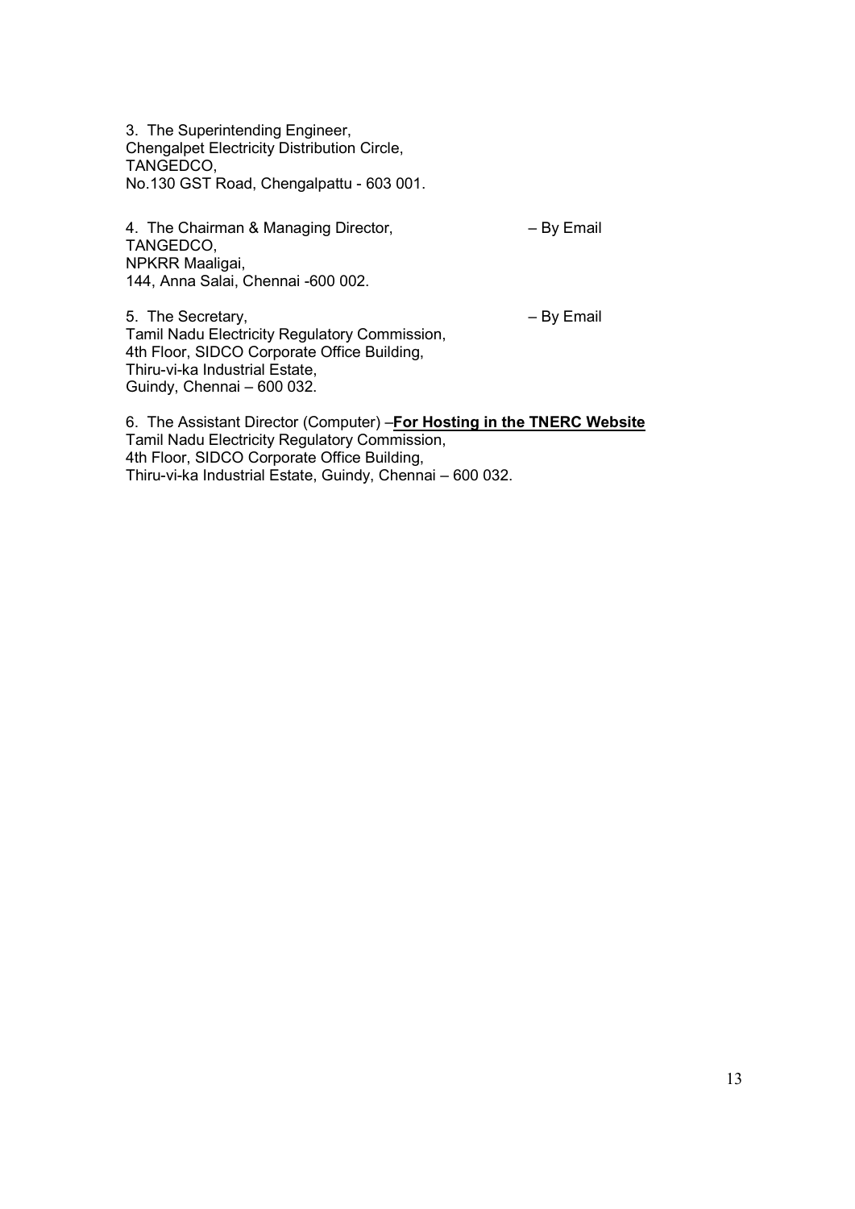3. The Superintending Engineer,
Chengalpet Electricity Distribution Circle,
TANGEDCO,
No.130 GST Road, Chengalpattu - 603 001.

4. The Chairman & Managing Director, – By Email
TANGEDCO,
NPKRR Maaligai,
144, Anna Salai, Chennai -600 002.

5. The Secretary, – By Email
Tamil Nadu Electricity Regulatory Commission,
4th Floor, SIDCO Corporate Office Building,
Thiru-vi-ka Industrial Estate,
Guindy, Chennai – 600 032.

6. The Assistant Director (Computer) –**For Hosting in the TNERC Website**
Tamil Nadu Electricity Regulatory Commission,
4th Floor, SIDCO Corporate Office Building,
Thiru-vi-ka Industrial Estate, Guindy, Chennai – 600 032.